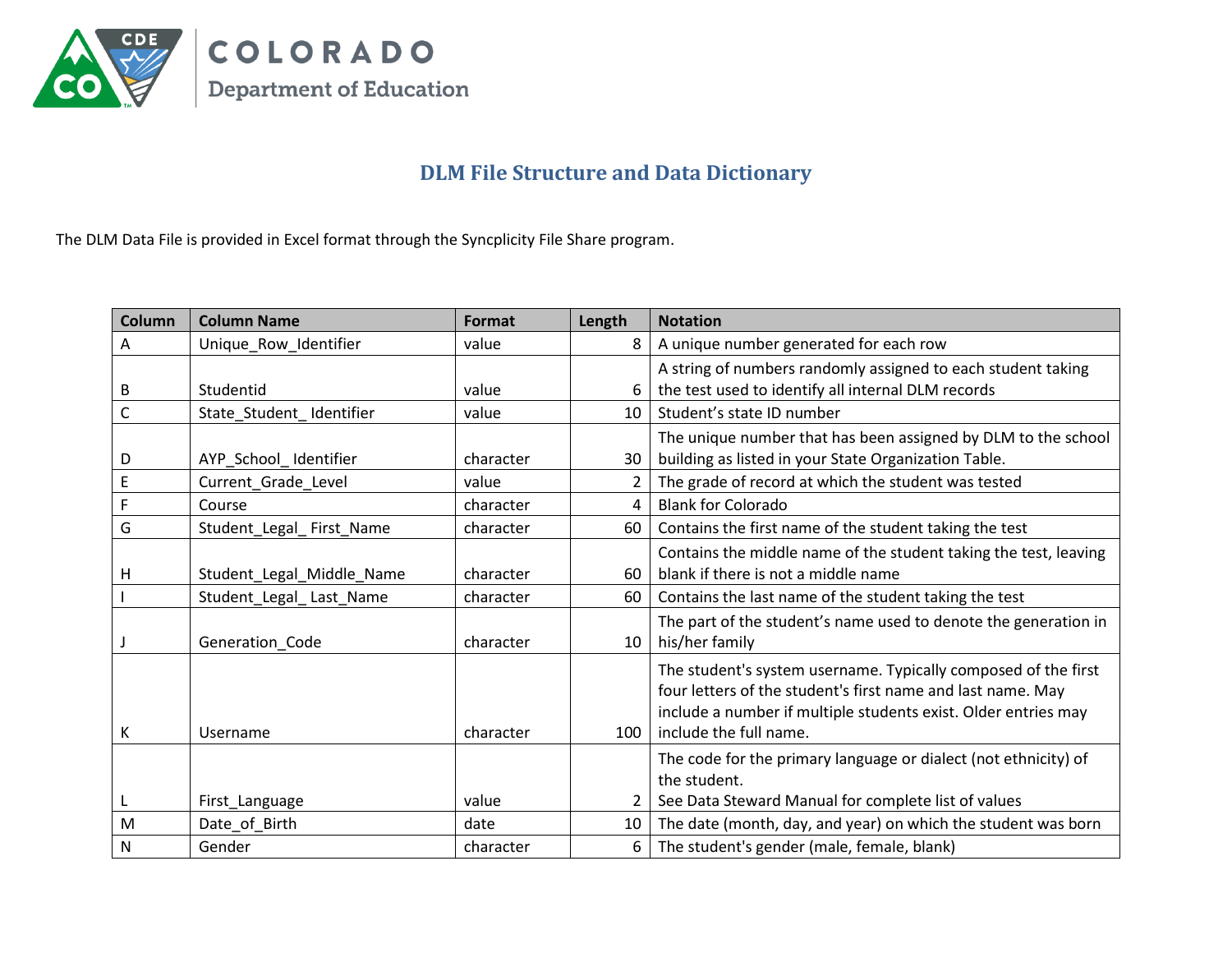COLORADO
Department of Education

# DLM File Structure and Data Dictionary

The DLM Data File is provided in Excel format through the Syncplicity File Share program.

| Column | Column Name | Format | Length | Notation |
|---|---|---|---|---|
| A | Unique_Row_Identifier | value | 8 | A unique number generated for each row |
| B | Studentid | value | 6 | A string of numbers randomly assigned to each student taking the test used to identify all internal DLM records |
| C | State_Student_ Identifier | value | 10 | Student's state ID number |
| D | AYP_School_ Identifier | character | 30 | The unique number that has been assigned by DLM to the school building as listed in your State Organization Table. |
| E | Current_Grade_Level | value | 2 | The grade of record at which the student was tested |
| F | Course | character | 4 | Blank for Colorado |
| G | Student_Legal_ First_Name | character | 60 | Contains the first name of the student taking the test |
| H | Student_Legal_Middle_Name | character | 60 | Contains the middle name of the student taking the test, leaving blank if there is not a middle name |
| I | Student_Legal_ Last_Name | character | 60 | Contains the last name of the student taking the test |
| J | Generation_Code | character | 10 | The part of the student's name used to denote the generation in his/her family |
| K | Username | character | 100 | The student's system username. Typically composed of the first four letters of the student's first name and last name. May include a number if multiple students exist. Older entries may include the full name. |
| L | First_Language | value | 2 | The code for the primary language or dialect (not ethnicity) of the student. See Data Steward Manual for complete list of values |
| M | Date_of_Birth | date | 10 | The date (month, day, and year) on which the student was born |
| N | Gender | character | 6 | The student's gender (male, female, blank) |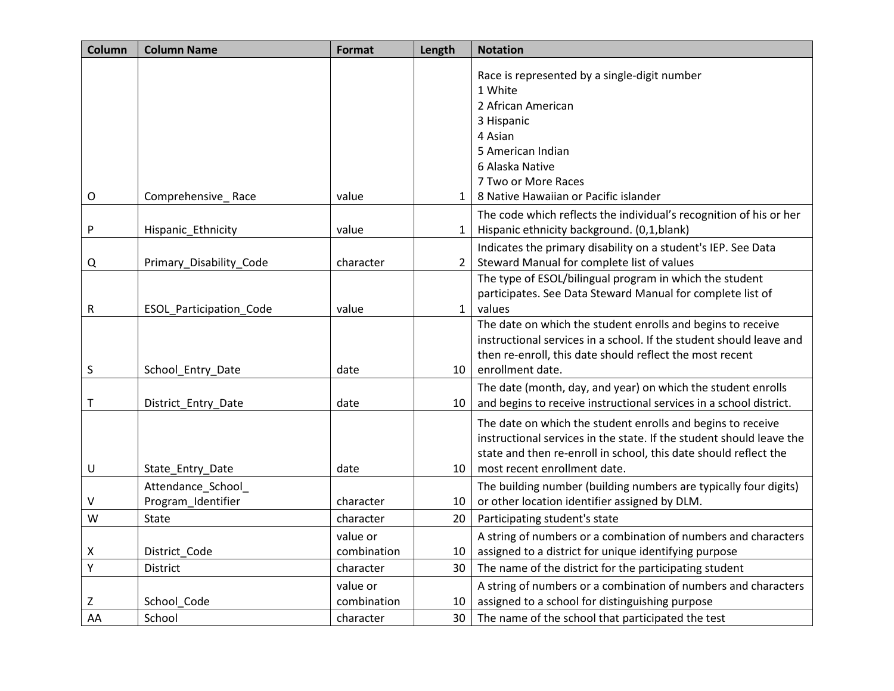| Column | Column Name | Format | Length | Notation |
|---|---|---|---|---|
| O | Comprehensive_ Race | value | 1 | Race is represented by a single-digit number<br>1 White<br>2 African American<br>3 Hispanic<br>4 Asian<br>5 American Indian<br>6 Alaska Native<br>7 Two or More Races<br>8 Native Hawaiian or Pacific islander |
| P | Hispanic_Ethnicity | value | 1 | The code which reflects the individual's recognition of his or her Hispanic ethnicity background. (0,1,blank) |
| Q | Primary_Disability_Code | character | 2 | Indicates the primary disability on a student's IEP. See Data Steward Manual for complete list of values |
| R | ESOL_Participation_Code | value | 1 | The type of ESOL/bilingual program in which the student participates. See Data Steward Manual for complete list of values |
| S | School_Entry_Date | date | 10 | The date on which the student enrolls and begins to receive instructional services in a school. If the student should leave and then re-enroll, this date should reflect the most recent enrollment date. |
| T | District_Entry_Date | date | 10 | The date (month, day, and year) on which the student enrolls and begins to receive instructional services in a school district. |
| U | State_Entry_Date | date | 10 | The date on which the student enrolls and begins to receive instructional services in the state. If the student should leave the state and then re-enroll in school, this date should reflect the most recent enrollment date. |
| V | Attendance_School_ Program_Identifier | character | 10 | The building number (building numbers are typically four digits) or other location identifier assigned by DLM. |
| W | State | character | 20 | Participating student's state |
| X | District_Code | value or combination | 10 | A string of numbers or a combination of numbers and characters assigned to a district for unique identifying purpose |
| Y | District | character | 30 | The name of the district for the participating student |
| Z | School_Code | value or combination | 10 | A string of numbers or a combination of numbers and characters assigned to a school for distinguishing purpose |
| AA | School | character | 30 | The name of the school that participated the test |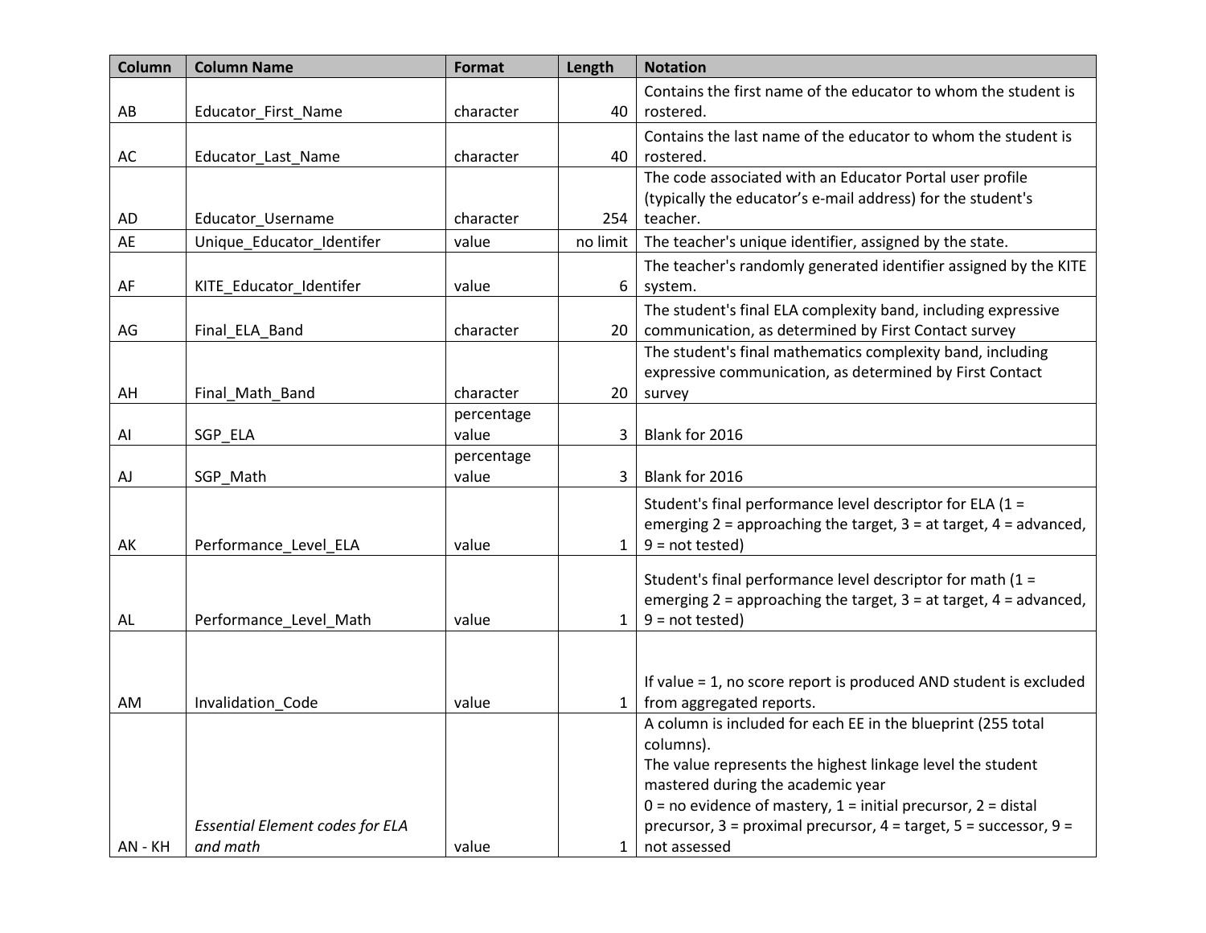| Column | Column Name | Format | Length | Notation |
|---|---|---|---|---|
| AB | Educator_First_Name | character | 40 | Contains the first name of the educator to whom the student is rostered. |
| AC | Educator_Last_Name | character | 40 | Contains the last name of the educator to whom the student is rostered. |
| AD | Educator_Username | character | 254 | The code associated with an Educator Portal user profile (typically the educator's e-mail address) for the student's teacher. |
| AE | Unique_Educator_Identifer | value | no limit | The teacher's unique identifier, assigned by the state. |
| AF | KITE_Educator_Identifer | value | 6 | The teacher's randomly generated identifier assigned by the KITE system. |
| AG | Final_ELA_Band | character | 20 | The student's final ELA complexity band, including expressive communication, as determined by First Contact survey |
| AH | Final_Math_Band | character | 20 | The student's final mathematics complexity band, including expressive communication, as determined by First Contact survey |
| AI | SGP_ELA | percentage value | 3 | Blank for 2016 |
| AJ | SGP_Math | percentage value | 3 | Blank for 2016 |
| AK | Performance_Level_ELA | value | 1 | Student's final performance level descriptor for ELA (1 = emerging 2 = approaching the target, 3 = at target, 4 = advanced, 9 = not tested) |
| AL | Performance_Level_Math | value | 1 | Student's final performance level descriptor for math (1 = emerging 2 = approaching the target, 3 = at target, 4 = advanced, 9 = not tested) |
| AM | Invalidation_Code | value | 1 | If value = 1, no score report is produced AND student is excluded from aggregated reports. |
| AN - KH | *Essential Element codes for ELA and math* | value | 1 | A column is included for each EE in the blueprint (255 total columns). The value represents the highest linkage level the student mastered during the academic year 0 = no evidence of mastery, 1 = initial precursor, 2 = distal precursor, 3 = proximal precursor, 4 = target, 5 = successor, 9 = not assessed |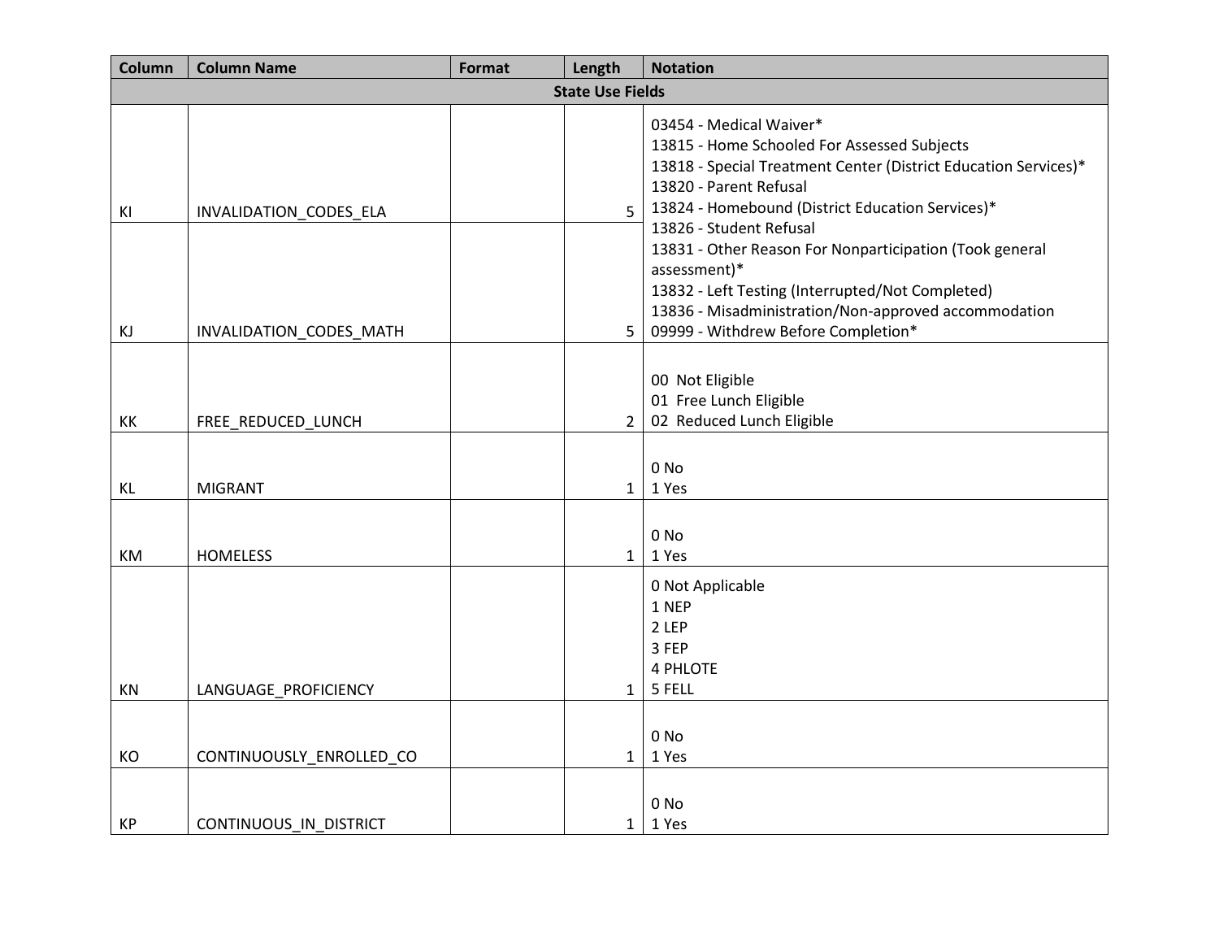| Column | Column Name | Format | Length | Notation |
|---|---|---|---|---|
| **State Use Fields** | | | | |
| KI | INVALIDATION_CODES_ELA | | 5 | 03454 - Medical Waiver*<br>13815 - Home Schooled For Assessed Subjects<br>13818 - Special Treatment Center (District Education Services)*<br>13820 - Parent Refusal<br>13824 - Homebound (District Education Services)*<br>13826 - Student Refusal<br>13831 - Other Reason For Nonparticipation (Took general assessment)*<br>13832 - Left Testing (Interrupted/Not Completed)<br>13836 - Misadministration/Non-approved accommodation<br>09999 - Withdrew Before Completion* |
| KJ | INVALIDATION_CODES_MATH | | 5 | |
| KK | FREE_REDUCED_LUNCH | | 2 | 00 Not Eligible<br>01 Free Lunch Eligible<br>02 Reduced Lunch Eligible |
| KL | MIGRANT | | 1 | 0 No<br>1 Yes |
| KM | HOMELESS | | 1 | 0 No<br>1 Yes |
| KN | LANGUAGE_PROFICIENCY | | 1 | 0 Not Applicable<br>1 NEP<br>2 LEP<br>3 FEP<br>4 PHLOTE<br>5 FELL |
| KO | CONTINUOUSLY_ENROLLED_CO | | 1 | 0 No<br>1 Yes |
| KP | CONTINUOUS_IN_DISTRICT | | 1 | 0 No<br>1 Yes |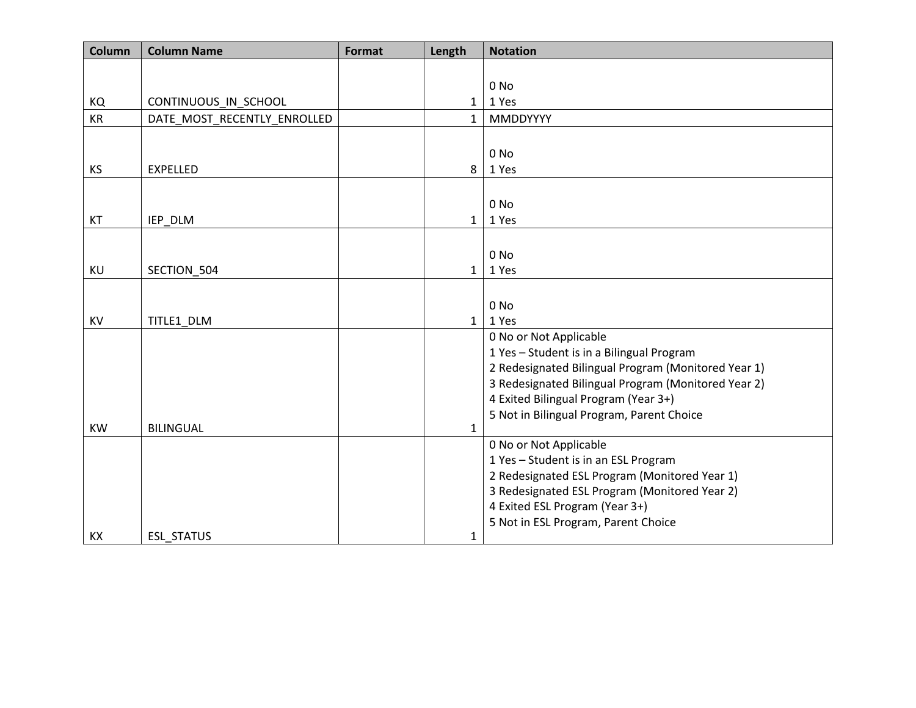| Column | Column Name | Format | Length | Notation |
|---|---|---|---|---|
| KQ | CONTINUOUS_IN_SCHOOL | | 1 | 0 No<br>1 Yes |
| KR | DATE_MOST_RECENTLY_ENROLLED | | 1 | MMDDYYYY |
| KS | EXPELLED | | 8 | 0 No<br>1 Yes |
| KT | IEP_DLM | | 1 | 0 No<br>1 Yes |
| KU | SECTION_504 | | 1 | 0 No<br>1 Yes |
| KV | TITLE1_DLM | | 1 | 0 No<br>1 Yes |
| KW | BILINGUAL | | 1 | 0 No or Not Applicable<br>1 Yes – Student is in a Bilingual Program<br>2 Redesignated Bilingual Program (Monitored Year 1)<br>3 Redesignated Bilingual Program (Monitored Year 2)<br>4 Exited Bilingual Program (Year 3+)<br>5 Not in Bilingual Program, Parent Choice |
| KX | ESL_STATUS | | 1 | 0 No or Not Applicable<br>1 Yes – Student is in an ESL Program<br>2 Redesignated ESL Program (Monitored Year 1)<br>3 Redesignated ESL Program (Monitored Year 2)<br>4 Exited ESL Program (Year 3+)<br>5 Not in ESL Program, Parent Choice |